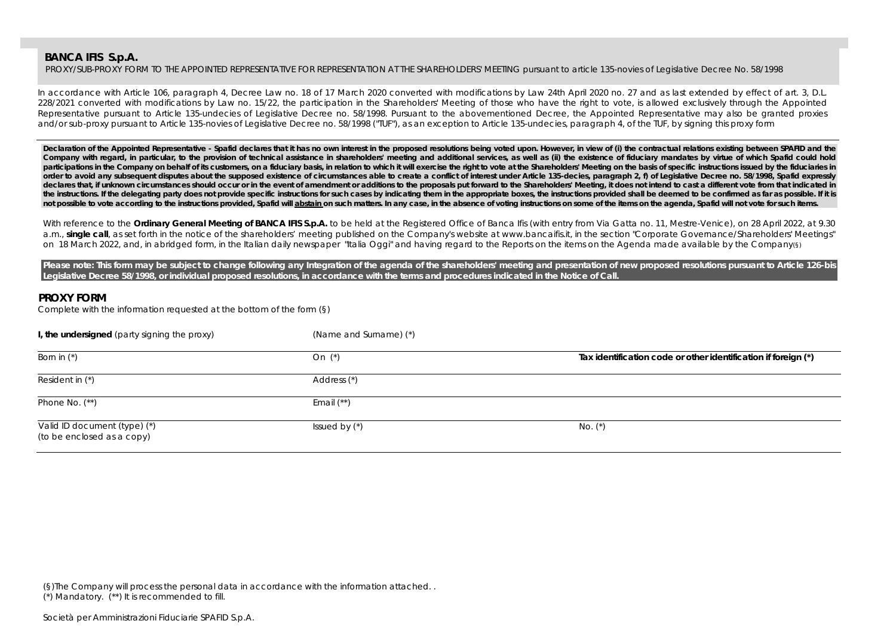**BANCA IFIS S.p.A.**

PROXY/SUB-PROXY FORM TO THE APPOINTED REPRESENTATIVE FOR REPRESENTATION AT THE SHAREHOLDERS' MEETING pursuant to article 135-novies of Legislative Decree No. 58/1998

In accordance with Article 106, paragraph 4, Decree Law no. 18 of 17 March 2020 converted with modifications by Law 24th April 2020 no. 27 and as last extended by effect of art. 3, D.L. 228/2021 converted with modifications by Law no. 15/22, the participation in the Shareholders' Meeting of those who have the right to vote, is allowed exclusively through the Appointed Representative pursuant to Article 135-undecies of Legislative Decree no. 58/1998. Pursuant to the abovementioned Decree, the Appointed Representative may also be granted proxies and/or sub-proxy pursuant to Article 135-novies of Legislative Decree no. 58/1998 ("TUF"), as an exception to Article 135-undecies, paragraph 4, of the TUF, by signing this proxy form

**Declaration of the Appointed Representative - Spafid declares that it has no own interest in the proposed resolutions being voted upon. However, in view of (i) the contractual relations existing between SPAFID and the Company with regard, in particular, to the provision of technical assistance in shareholders' meeting and additional services, as well as (ii) the existence of fiduciary mandates by virtue of which Spafid could hold participations in the Company on behalf of its customers, on a fiduciary basis, in relation to which it will exercise the right to vote at the Shareholders' Meeting on the basis of specific instructions issued by the fiduciaries in order to avoid any subsequent disputes about the supposed existence of circumstances able to create a conflict of interest under Article 135-decies, paragraph 2, f) of Legislative Decree no. 58/1998, Spafid expressly declares that, if unknown circumstances should occur or in the event of amendment or additions to the proposals put forward to the Shareholders' Meeting, it does not intend to cast a different vote from that indicated in the instructions. If the delegating party does not provide specific instructions for such cases by indicating them in the appropriate boxes, the instructions provided shall be deemed to be confirmed as far as possible. If it is not possible to vote according to the instructions provided, Spafid will abstain on such matters. In any case, in the absence of voting instructions on some of the items on the agenda, Spafid will not vote for such items.**

With reference to the **Ordinary General Meeting of BANCA IFIS S.p.A.** to be held at the Registered Office of Banca Ifis (with entry from Via Gatta no. 11, Mestre-Venice), on 28 April 2022, at 9.30 a.m., **single call**, as set forth in the notice of the shareholders' meeting published on the Company's website at www.bancaifis.it, in the section "Corporate Governance/Shareholders' Meetings" on 18 March 2022, and, in abridged form, in the Italian daily newspaper "Italia Oggi" and having regard to the Reports on the items on the Agenda made available by the Company(§)

**Please note: This form may be subject to change following any Integration of the agenda of the shareholders' meeting and presentation of new proposed resolutions pursuant to Article 126-bis Legislative Decree 58/1998, or individual proposed resolutions, in accordance with the terms and procedures indicated in the Notice of Call.**

## PROXY FORM

Complete with the information requested at the bottom of the form (§)

| **I, the undersigned** (party signing the proxy) | (Name and Surname) (*) | |
|---|---|---|
| Born in (*) | On (*) | **Tax identification code or other identification if foreign (*)** |
| Resident in (*) | Address (*) | |
| Phone No. (**) | Email (**) | |
| Valid ID document (type) (*) (to be enclosed as a copy) | Issued by (*) | No. (*) |

(§)The Company will process the personal data in accordance with the information attached. .
(*) Mandatory. (**) It is recommended to fill.

Società per Amministrazioni Fiduciarie SPAFID S.p.A.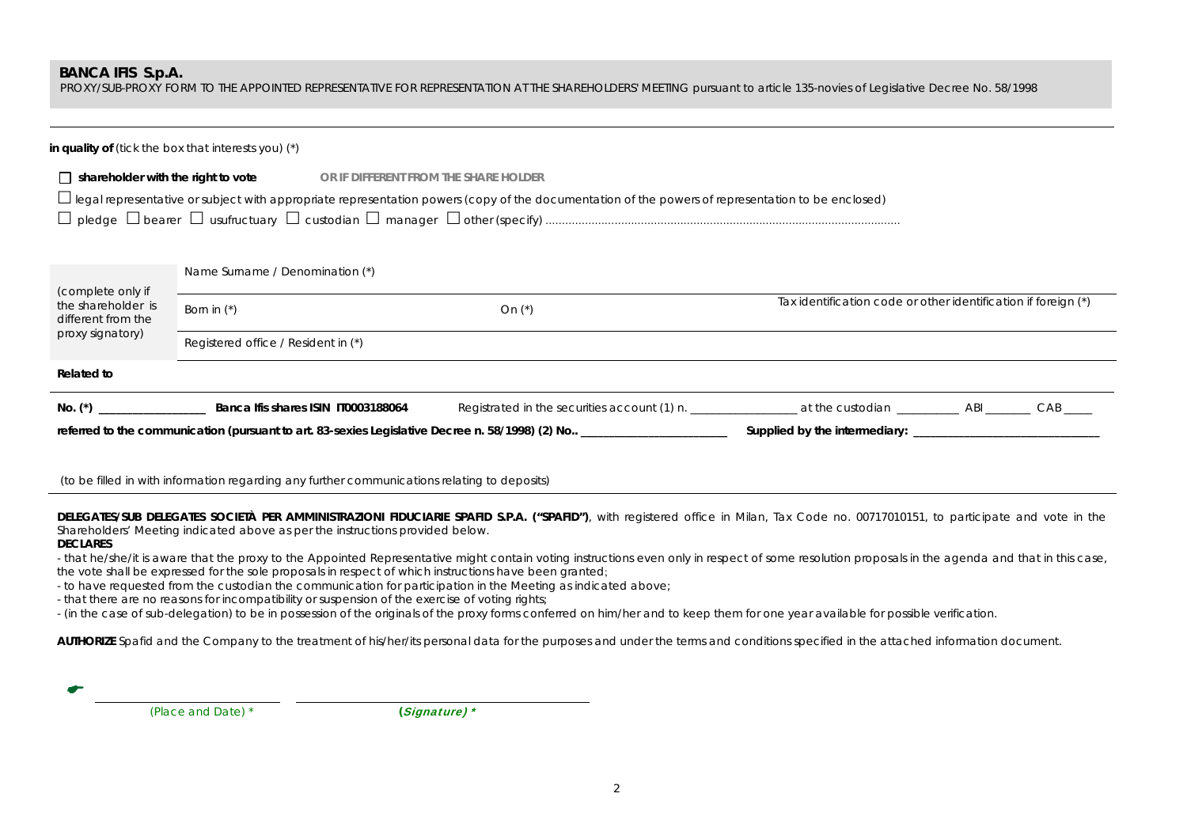**BANCA IFIS S.p.A.**

PROXY/SUB-PROXY FORM TO THE APPOINTED REPRESENTATIVE FOR REPRESENTATION AT THE SHAREHOLDERS' MEETING pursuant to article 135-novies of Legislative Decree No. 58/1998

---

**in quality of** (tick the box that interests you) (*)

☐ **shareholder with the right to vote** **OR IF DIFFERENT FROM THE SHARE HOLDER**

☐ legal representative or subject with appropriate representation powers (copy of the documentation of the powers of representation to be enclosed)

☐ pledge ☐ bearer ☐ usufructuary ☐ custodian ☐ manager ☐ other (specify) ..........................................................................................................

| (complete only if the shareholder is different from the proxy signatory) | Name Surname / Denomination (*) | | |
|---|---|---|---|
| | Born in (*) | On (*) | Tax identification code or other identification if foreign (*) |
| | Registered office / Resident in (*) | | |

**Related to**

**No. (*)** __________________ **Banca Ifis shares ISIN IT0003188064** Registrated in the securities account (1) n. __________________ at the custodian __________ ABI ________ CAB _____

**referred to the communication (pursuant to art. 83-sexies Legislative Decree n. 58/1998) (2) No..** _________________________ **Supplied by the intermediary:** _______________________________

(to be filled in with information regarding any further communications relating to deposits)

---

**DELEGATES/SUB DELEGATES SOCIETÀ PER AMMINISTRAZIONI FIDUCIARIE SPAFID S.P.A. ("SPAFID")**, with registered office in Milan, Tax Code no. 00717010151, to participate and vote in the Shareholders' Meeting indicated above as per the instructions provided below.

**DECLARES**

- that he/she/it is aware that the proxy to the Appointed Representative might contain voting instructions even only in respect of some resolution proposals in the agenda and that in this case, the vote shall be expressed for the sole proposals in respect of which instructions have been granted;
- to have requested from the custodian the communication for participation in the Meeting as indicated above;
- that there are no reasons for incompatibility or suspension of the exercise of voting rights;
- (in the case of sub-delegation) to be in possession of the originals of the proxy forms conferred on him/her and to keep them for one year available for possible verification.

**AUTHORIZE** Spafid and the Company to the treatment of his/her/its personal data for the purposes and under the terms and conditions specified in the attached information document.

☛ ______________________ ______________________________

(Place and Date) * ***(Signature) \****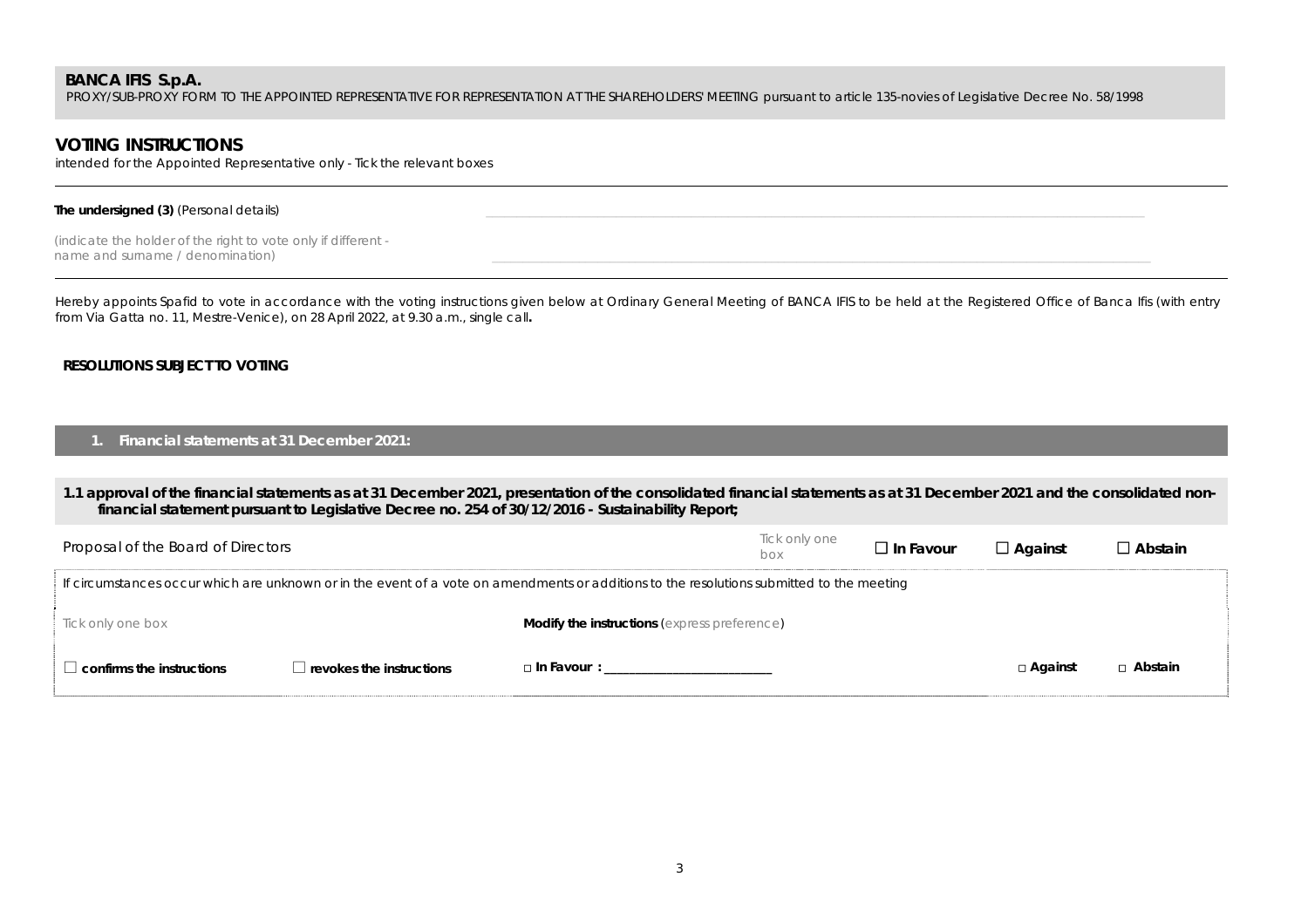**BANCA IFIS S.p.A.**
PROXY/SUB-PROXY FORM TO THE APPOINTED REPRESENTATIVE FOR REPRESENTATION AT THE SHAREHOLDERS' MEETING pursuant to article 135-novies of Legislative Decree No. 58/1998

## VOTING INSTRUCTIONS

intended for the Appointed Representative only - Tick the relevant boxes

**The undersigned (3)** (Personal details) ____________________________________________

(indicate the holder of the right to vote only if different - name and surname / denomination) ____________________________________________

Hereby appoints Spafid to vote in accordance with the voting instructions given below at Ordinary General Meeting of BANCA IFIS to be held at the Registered Office of Banca Ifis (with entry from Via Gatta no. 11, Mestre-Venice), on 28 April 2022, at 9.30 a.m., single call**.**

**RESOLUTIONS SUBJECT TO VOTING**

### 1. Financial statements at 31 December 2021:

**1.1 approval of the financial statements as at 31 December 2021, presentation of the consolidated financial statements as at 31 December 2021 and the consolidated non-financial statement pursuant to Legislative Decree no. 254 of 30/12/2016 - Sustainability Report;**

| Proposal of the Board of Directors | | Tick only one box | ☐ **In Favour** | ☐ **Against** | ☐ **Abstain** |
|---|---|---|---|---|---|

If circumstances occur which are unknown or in the event of a vote on amendments or additions to the resolutions submitted to the meeting

| Tick only one box | | **Modify the instructions** (express preference) | | |
|---|---|---|---|---|
| ☐ **confirms the instructions** | ☐ **revokes the instructions** | □ **In Favour :** ____________________ | □ **Against** | □ **Abstain** |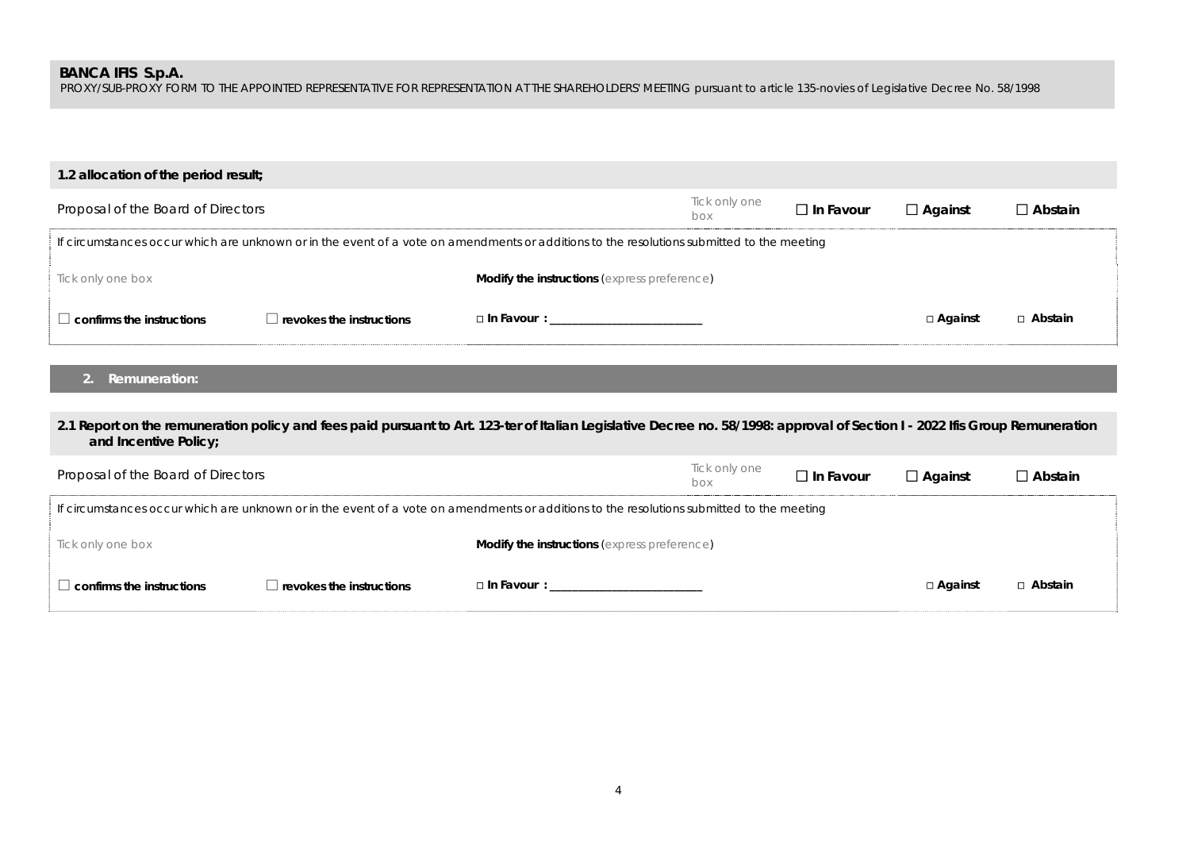**BANCA IFIS S.p.A.**
PROXY/SUB-PROXY FORM TO THE APPOINTED REPRESENTATIVE FOR REPRESENTATION AT THE SHAREHOLDERS' MEETING pursuant to article 135-novies of Legislative Decree No. 58/1998

**1.2 allocation of the period result;**

| Proposal of the Board of Directors | Tick only one box | ☐ **In Favour** | ☐ **Against** | ☐ **Abstain** |
|---|---|---|---|---|

If circumstances occur which are unknown or in the event of a vote on amendments or additions to the resolutions submitted to the meeting

| Tick only one box | | **Modify the instructions** (express preference) | | |
|---|---|---|---|---|
| ☐ **confirms the instructions** | ☐ **revokes the instructions** | □ **In Favour : ____________________** | □ **Against** | □ **Abstain** |

## 2. Remuneration:

**2.1 Report on the remuneration policy and fees paid pursuant to Art. 123-ter of Italian Legislative Decree no. 58/1998: approval of Section I - 2022 Ifis Group Remuneration and Incentive Policy;**

| Proposal of the Board of Directors | Tick only one box | ☐ **In Favour** | ☐ **Against** | ☐ **Abstain** |
|---|---|---|---|---|

If circumstances occur which are unknown or in the event of a vote on amendments or additions to the resolutions submitted to the meeting

| Tick only one box | | **Modify the instructions** (express preference) | | |
|---|---|---|---|---|
| ☐ **confirms the instructions** | ☐ **revokes the instructions** | □ **In Favour : ____________________** | □ **Against** | □ **Abstain** |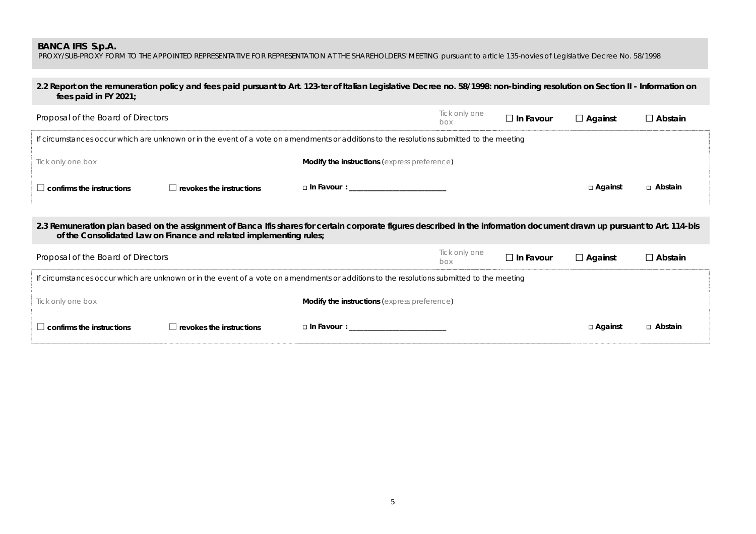**BANCA IFIS S.p.A.**
PROXY/SUB-PROXY FORM TO THE APPOINTED REPRESENTATIVE FOR REPRESENTATION AT THE SHAREHOLDERS' MEETING pursuant to article 135-novies of Legislative Decree No. 58/1998

**2.2 Report on the remuneration policy and fees paid pursuant to Art. 123-ter of Italian Legislative Decree no. 58/1998: non-binding resolution on Section II - Information on fees paid in FY 2021;**

| Proposal of the Board of Directors | Tick only one box | ☐ **In Favour** | ☐ **Against** | ☐ **Abstain** |
|---|---|---|---|---|

If circumstances occur which are unknown or in the event of a vote on amendments or additions to the resolutions submitted to the meeting

| Tick only one box | | **Modify the instructions** (express preference) | | |
|---|---|---|---|---|
| ☐ **confirms the instructions** | ☐ **revokes the instructions** | □ **In Favour :** ___________________________ | □ **Against** | □ **Abstain** |

**2.3 Remuneration plan based on the assignment of Banca Ifis shares for certain corporate figures described in the information document drawn up pursuant to Art. 114-bis of the Consolidated Law on Finance and related implementing rules;**

| Proposal of the Board of Directors | Tick only one box | ☐ **In Favour** | ☐ **Against** | ☐ **Abstain** |
|---|---|---|---|---|

If circumstances occur which are unknown or in the event of a vote on amendments or additions to the resolutions submitted to the meeting

| Tick only one box | | **Modify the instructions** (express preference) | | |
|---|---|---|---|---|
| ☐ **confirms the instructions** | ☐ **revokes the instructions** | □ **In Favour :** ___________________________ | □ **Against** | □ **Abstain** |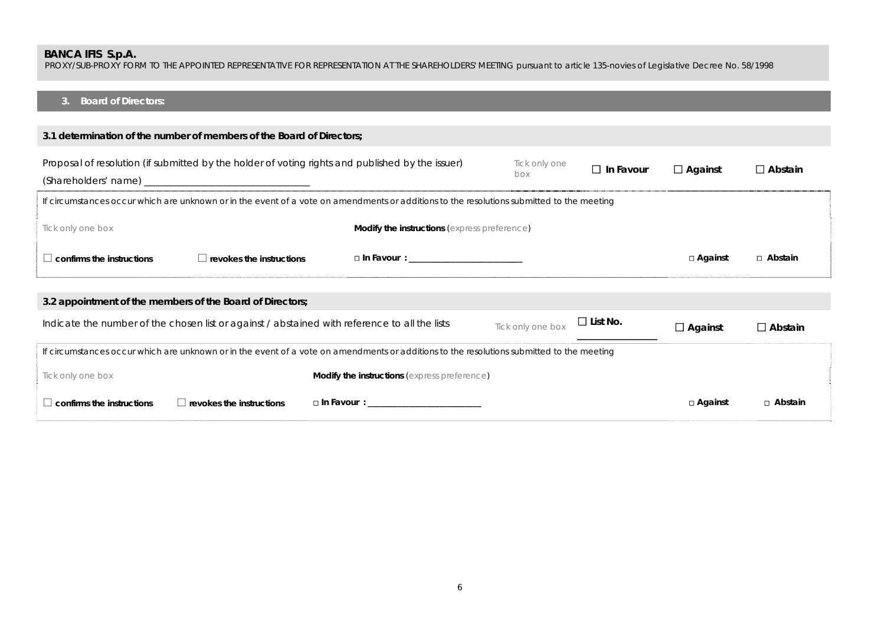**BANCA IFIS S.p.A.**
PROXY/SUB-PROXY FORM TO THE APPOINTED REPRESENTATIVE FOR REPRESENTATION AT THE SHAREHOLDERS' MEETING pursuant to article 135-novies of Legislative Decree No. 58/1998

## 3. Board of Directors:

### 3.1 determination of the number of members of the Board of Directors;

| Proposal of resolution (if submitted by the holder of voting rights and published by the issuer) (Shareholders' name) ____________________ | Tick only one box | ☐ In Favour | ☐ Against | ☐ Abstain |
|---|---|---|---|---|

If circumstances occur which are unknown or in the event of a vote on amendments or additions to the resolutions submitted to the meeting

| Tick only one box | | Modify the instructions (express preference) | | |
|---|---|---|---|---|
| ☐ confirms the instructions | ☐ revokes the instructions | □ In Favour : ____________________ | □ Against | □ Abstain |

### 3.2 appointment of the members of the Board of Directors;

| Indicate the number of the chosen list or against / abstained with reference to all the lists | Tick only one box | ☐ List No. ____________ | ☐ Against | ☐ Abstain |
|---|---|---|---|---|

If circumstances occur which are unknown or in the event of a vote on amendments or additions to the resolutions submitted to the meeting

| Tick only one box | | Modify the instructions (express preference) | | |
|---|---|---|---|---|
| ☐ confirms the instructions | ☐ revokes the instructions | □ In Favour : ____________________ | □ Against | □ Abstain |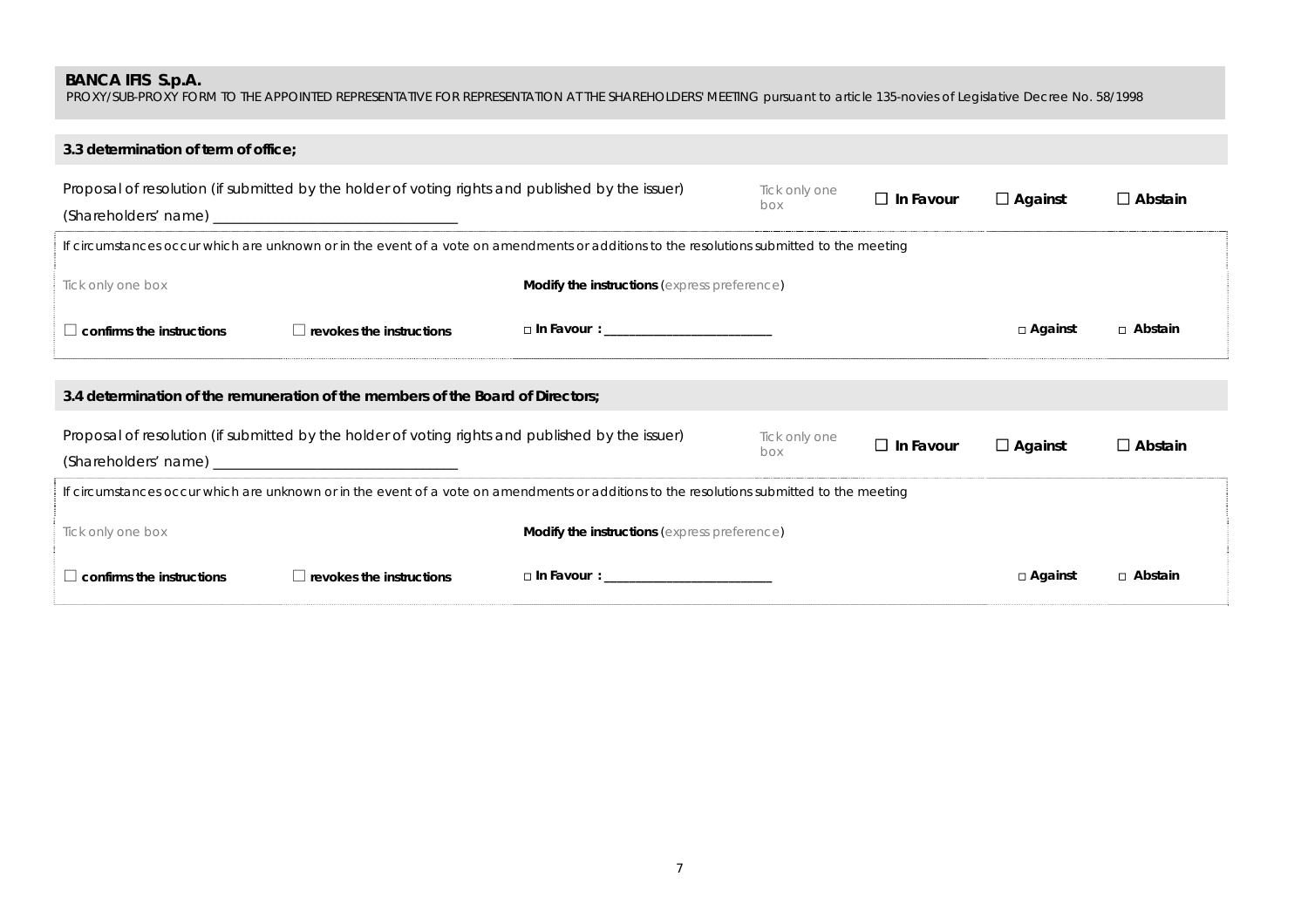**BANCA IFIS S.p.A.**
PROXY/SUB-PROXY FORM TO THE APPOINTED REPRESENTATIVE FOR REPRESENTATION AT THE SHAREHOLDERS' MEETING pursuant to article 135-novies of Legislative Decree No. 58/1998

### 3.3 determination of term of office;

| Proposal of resolution (if submitted by the holder of voting rights and published by the issuer) (Shareholders' name) ________________________________ | Tick only one box | ☐ **In Favour** | ☐ **Against** | ☐ **Abstain** |
|---|---|---|---|---|

If circumstances occur which are unknown or in the event of a vote on amendments or additions to the resolutions submitted to the meeting

| Tick only one box | | **Modify the instructions** (express preference) | | |
|---|---|---|---|---|
| ☐ **confirms the instructions** | ☐ **revokes the instructions** | □ **In Favour :** ________________________ | □ **Against** | □ **Abstain** |

### 3.4 determination of the remuneration of the members of the Board of Directors;

| Proposal of resolution (if submitted by the holder of voting rights and published by the issuer) (Shareholders' name) ________________________________ | Tick only one box | ☐ **In Favour** | ☐ **Against** | ☐ **Abstain** |
|---|---|---|---|---|

If circumstances occur which are unknown or in the event of a vote on amendments or additions to the resolutions submitted to the meeting

| Tick only one box | | **Modify the instructions** (express preference) | | |
|---|---|---|---|---|
| ☐ **confirms the instructions** | ☐ **revokes the instructions** | □ **In Favour :** ________________________ | □ **Against** | □ **Abstain** |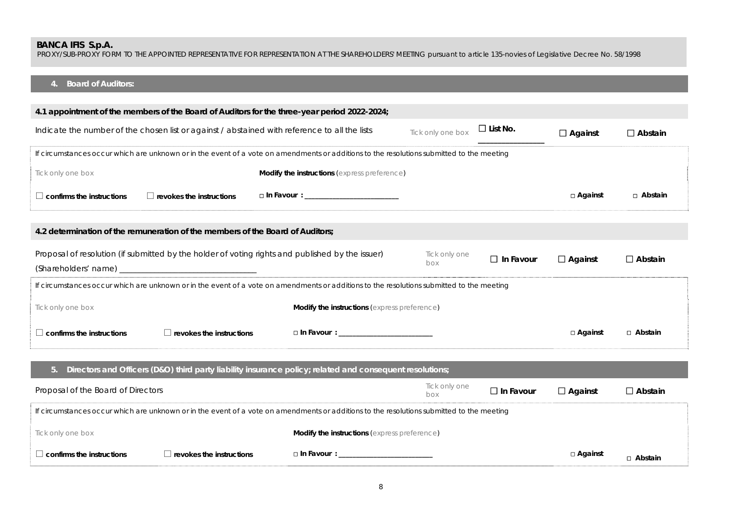**BANCA IFIS S.p.A.**
PROXY/SUB-PROXY FORM TO THE APPOINTED REPRESENTATIVE FOR REPRESENTATION AT THE SHAREHOLDERS' MEETING pursuant to article 135-novies of Legislative Decree No. 58/1998

## 4. Board of Auditors:

### 4.1 appointment of the members of the Board of Auditors for the three-year period 2022-2024;

| Indicate the number of the chosen list or against / abstained with reference to all the lists | Tick only one box | ☐ List No. ______________ | ☐ Against | ☐ Abstain |
|---|---|---|---|---|

If circumstances occur which are unknown or in the event of a vote on amendments or additions to the resolutions submitted to the meeting

| Tick only one box | | Modify the instructions (express preference) | | |
|---|---|---|---|---|
| ☐ confirms the instructions | ☐ revokes the instructions | □ In Favour : ______________________ | □ Against | □ Abstain |

### 4.2 determination of the remuneration of the members of the Board of Auditors;

| Proposal of resolution (if submitted by the holder of voting rights and published by the issuer) (Shareholders' name) ______________________________ | Tick only one box | ☐ In Favour | ☐ Against | ☐ Abstain |
|---|---|---|---|---|

If circumstances occur which are unknown or in the event of a vote on amendments or additions to the resolutions submitted to the meeting

| Tick only one box | | Modify the instructions (express preference) | | |
|---|---|---|---|---|
| ☐ confirms the instructions | ☐ revokes the instructions | □ In Favour : ______________________ | □ Against | □ Abstain |

## 5. Directors and Officers (D&O) third party liability insurance policy; related and consequent resolutions;

| Proposal of the Board of Directors | Tick only one box | ☐ In Favour | ☐ Against | ☐ Abstain |
|---|---|---|---|---|

If circumstances occur which are unknown or in the event of a vote on amendments or additions to the resolutions submitted to the meeting

| Tick only one box | | Modify the instructions (express preference) | | |
|---|---|---|---|---|
| ☐ confirms the instructions | ☐ revokes the instructions | □ In Favour : ______________________ | □ Against | □ Abstain |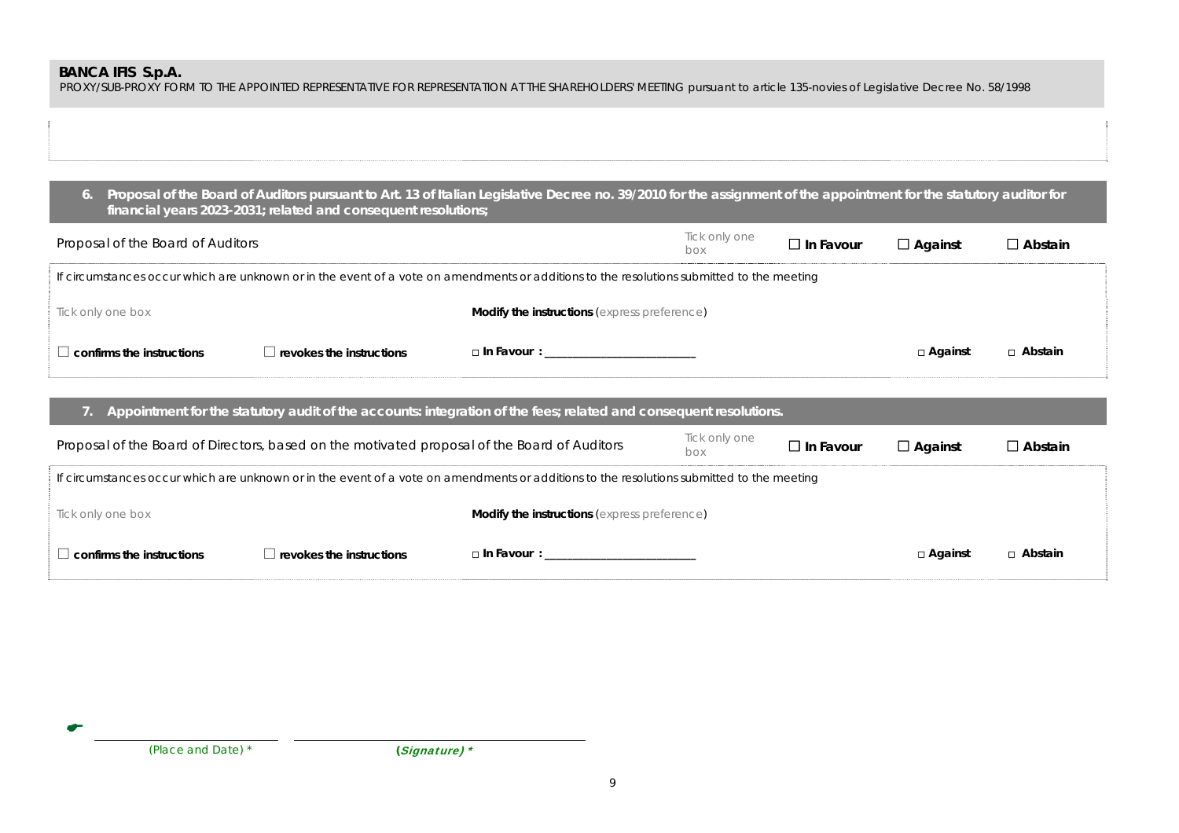**BANCA IFIS S.p.A.**
PROXY/SUB-PROXY FORM TO THE APPOINTED REPRESENTATIVE FOR REPRESENTATION AT THE SHAREHOLDERS' MEETING pursuant to article 135-novies of Legislative Decree No. 58/1998

### 6. Proposal of the Board of Auditors pursuant to Art. 13 of Italian Legislative Decree no. 39/2010 for the assignment of the appointment for the statutory auditor for financial years 2023-2031; related and consequent resolutions;

| Proposal of the Board of Auditors | Tick only one box | ☐ **In Favour** | ☐ **Against** | ☐ **Abstain** |
|---|---|---|---|---|

If circumstances occur which are unknown or in the event of a vote on amendments or additions to the resolutions submitted to the meeting

| Tick only one box | | **Modify the instructions** (express preference) | | |
|---|---|---|---|---|
| ☐ **confirms the instructions** | ☐ **revokes the instructions** | □ **In Favour :** ______________________ | □ **Against** | □ **Abstain** |

### 7. Appointment for the statutory audit of the accounts: integration of the fees; related and consequent resolutions.

| Proposal of the Board of Directors, based on the motivated proposal of the Board of Auditors | Tick only one box | ☐ **In Favour** | ☐ **Against** | ☐ **Abstain** |
|---|---|---|---|---|

If circumstances occur which are unknown or in the event of a vote on amendments or additions to the resolutions submitted to the meeting

| Tick only one box | | **Modify the instructions** (express preference) | | |
|---|---|---|---|---|
| ☐ **confirms the instructions** | ☐ **revokes the instructions** | □ **In Favour :** ______________________ | □ **Against** | □ **Abstain** |

_______________________ _______________________

(Place and Date) * *(Signature)* *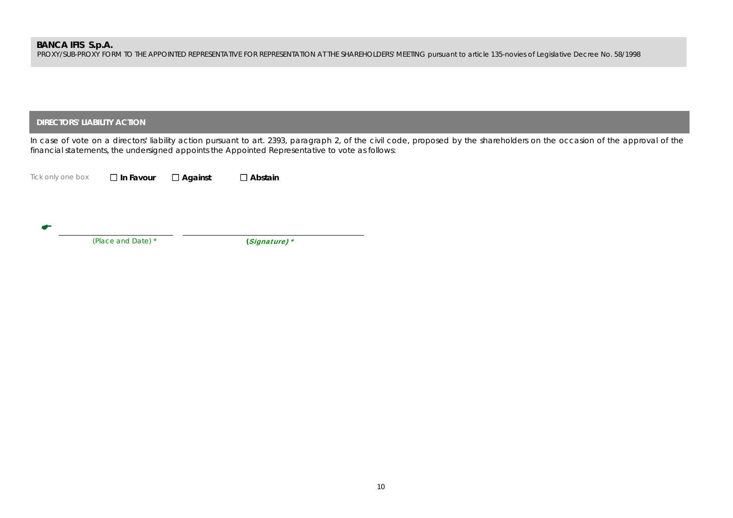**BANCA IFIS S.p.A.**
PROXY/SUB-PROXY FORM TO THE APPOINTED REPRESENTATIVE FOR REPRESENTATION AT THE SHAREHOLDERS' MEETING pursuant to article 135-novies of Legislative Decree No. 58/1998

## DIRECTORS' LIABILITY ACTION

In case of vote on a directors' liability action pursuant to art. 2393, paragraph 2, of the civil code, proposed by the shareholders on the occasion of the approval of the financial statements, the undersigned appoints the Appointed Representative to vote as follows:

Tick only one box ☐ **In Favour** ☐ **Against** ☐ **Abstain**

☛ ______________________ ______________________________

*(Place and Date) \** ***(Signature) \****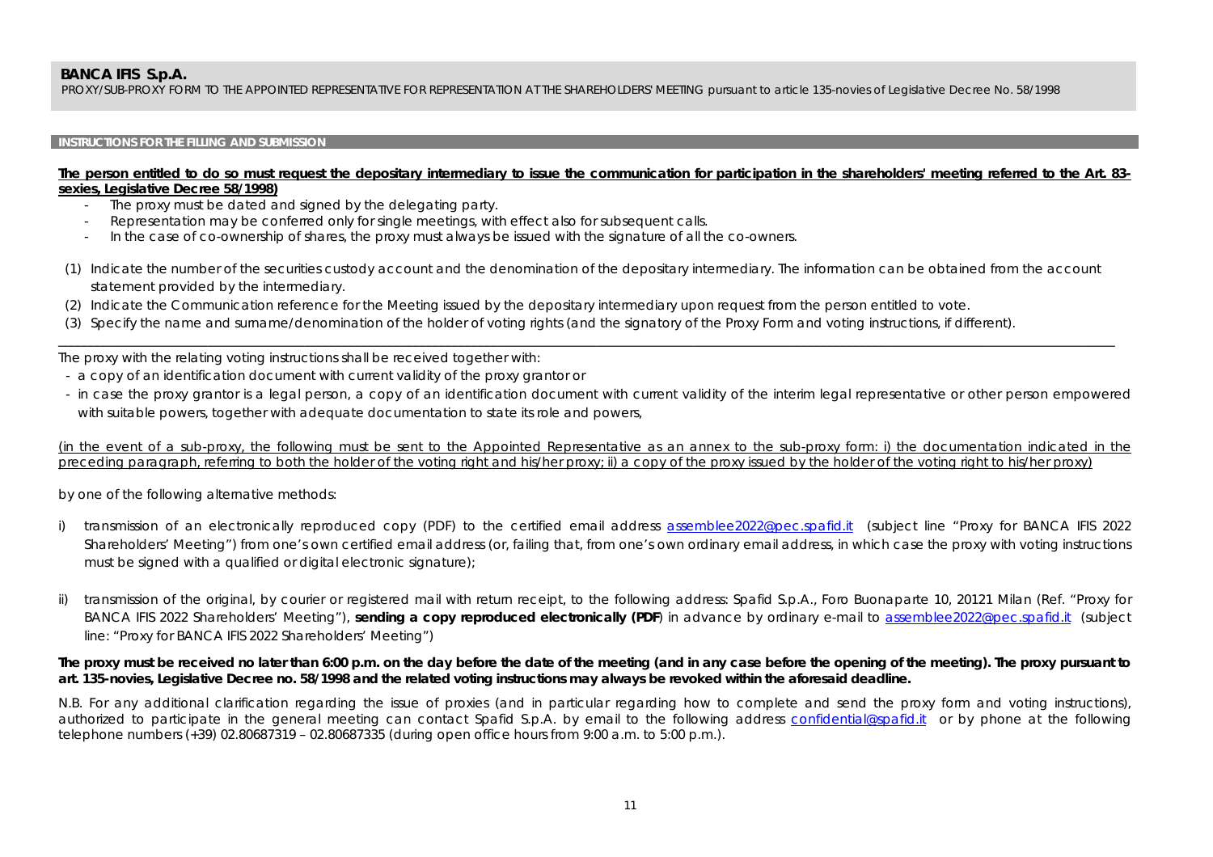**BANCA IFIS S.p.A.**

PROXY/SUB-PROXY FORM TO THE APPOINTED REPRESENTATIVE FOR REPRESENTATION AT THE SHAREHOLDERS' MEETING pursuant to article 135-novies of Legislative Decree No. 58/1998

**INSTRUCTIONS FOR THE FILLING AND SUBMISSION**

**The person entitled to do so must request the depositary intermediary to issue the communication for participation in the shareholders' meeting referred to the Art. 83-sexies, Legislative Decree 58/1998)**

- The proxy must be dated and signed by the delegating party.
- Representation may be conferred only for single meetings, with effect also for subsequent calls.
- In the case of co-ownership of shares, the proxy must always be issued with the signature of all the co-owners.

(1) Indicate the number of the securities custody account and the denomination of the depositary intermediary. The information can be obtained from the account statement provided by the intermediary.

(2) Indicate the Communication reference for the Meeting issued by the depositary intermediary upon request from the person entitled to vote.

(3) Specify the name and surname/denomination of the holder of voting rights (and the signatory of the Proxy Form and voting instructions, if different).

---

The proxy with the relating voting instructions shall be received together with:

- a copy of an identification document with current validity of the proxy grantor or
- in case the proxy grantor is a legal person, a copy of an identification document with current validity of the interim legal representative or other person empowered with suitable powers, together with adequate documentation to state its role and powers,

(in the event of a sub-proxy, the following must be sent to the Appointed Representative as an annex to the sub-proxy form: i) the documentation indicated in the preceding paragraph, referring to both the holder of the voting right and his/her proxy; ii) a copy of the proxy issued by the holder of the voting right to his/her proxy)

by one of the following alternative methods:

i) transmission of an electronically reproduced copy (PDF) to the certified email address assemblee2022@pec.spafid.it (subject line "Proxy for BANCA IFIS 2022 Shareholders' Meeting") from one's own certified email address (or, failing that, from one's own ordinary email address, in which case the proxy with voting instructions must be signed with a qualified or digital electronic signature);

ii) transmission of the original, by courier or registered mail with return receipt, to the following address: Spafid S.p.A., Foro Buonaparte 10, 20121 Milan (Ref. "Proxy for BANCA IFIS 2022 Shareholders' Meeting"), **sending a copy reproduced electronically (PDF**) in advance by ordinary e-mail to assemblee2022@pec.spafid.it (subject line: "Proxy for BANCA IFIS 2022 Shareholders' Meeting")

**The proxy must be received no later than 6:00 p.m. on the day before the date of the meeting (and in any case before the opening of the meeting). The proxy pursuant to art. 135-novies, Legislative Decree no. 58/1998 and the related voting instructions may always be revoked within the aforesaid deadline.**

N.B. For any additional clarification regarding the issue of proxies (and in particular regarding how to complete and send the proxy form and voting instructions), authorized to participate in the general meeting can contact Spafid S.p.A. by email to the following address confidential@spafid.it or by phone at the following telephone numbers (+39) 02.80687319 – 02.80687335 (during open office hours from 9:00 a.m. to 5:00 p.m.).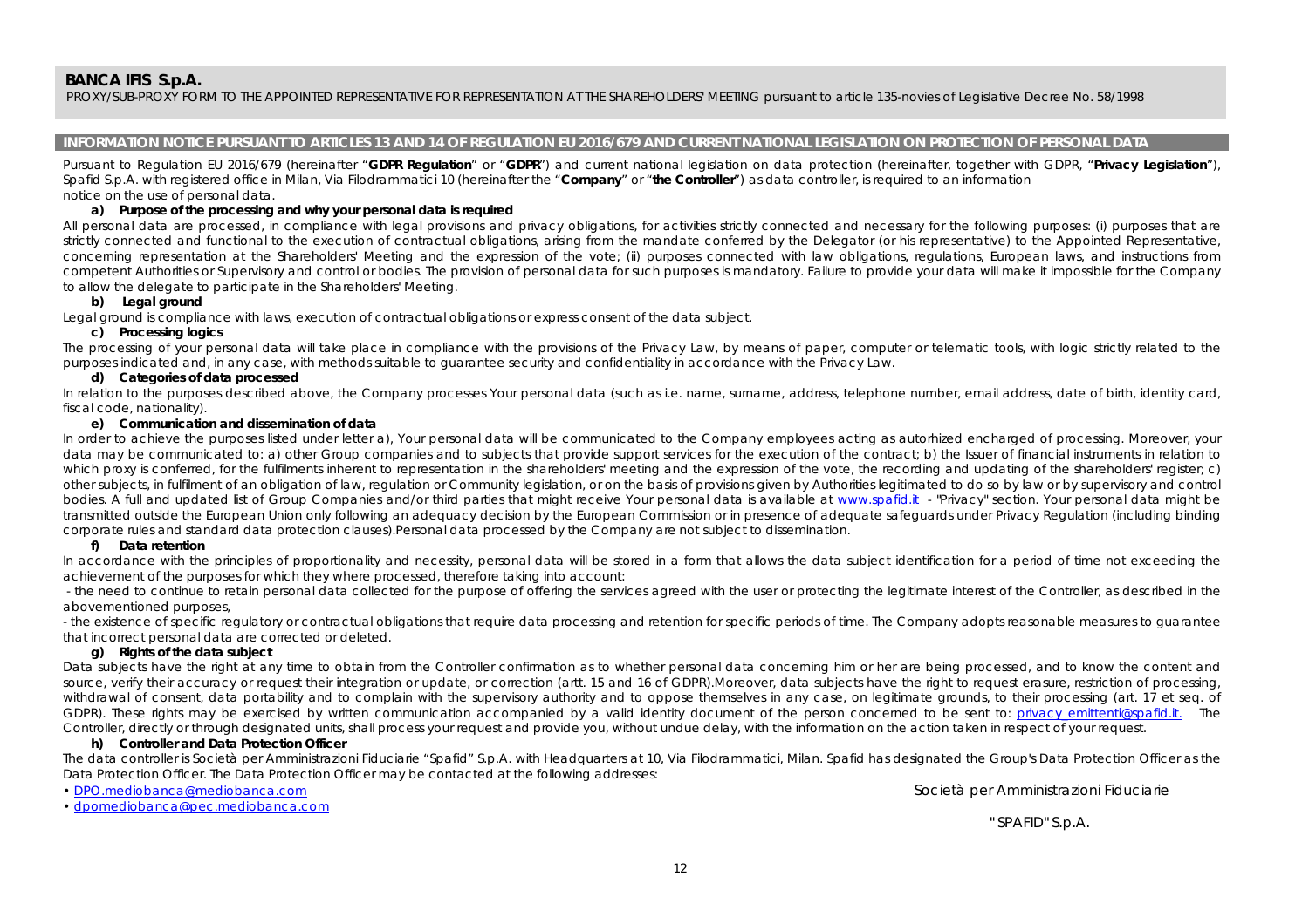**BANCA IFIS S.p.A.**

PROXY/SUB-PROXY FORM TO THE APPOINTED REPRESENTATIVE FOR REPRESENTATION AT THE SHAREHOLDERS' MEETING pursuant to article 135-novies of Legislative Decree No. 58/1998

## INFORMATION NOTICE PURSUANT TO ARTICLES 13 AND 14 OF REGULATION EU 2016/679 AND CURRENT NATIONAL LEGISLATION ON PROTECTION OF PERSONAL DATA

Pursuant to Regulation EU 2016/679 (hereinafter "**GDPR Regulation**" or "**GDPR**") and current national legislation on data protection (hereinafter, together with GDPR, "**Privacy Legislation**"), Spafid S.p.A. with registered office in Milan, Via Filodrammatici 10 (hereinafter the "**Company**" or "**the Controller**") as data controller, is required to an information notice on the use of personal data.

**a) Purpose of the processing and why your personal data is required**

All personal data are processed, in compliance with legal provisions and privacy obligations, for activities strictly connected and necessary for the following purposes: (i) purposes that are strictly connected and functional to the execution of contractual obligations, arising from the mandate conferred by the Delegator (or his representative) to the Appointed Representative, concerning representation at the Shareholders' Meeting and the expression of the vote; (ii) purposes connected with law obligations, regulations, European laws, and instructions from competent Authorities or Supervisory and control or bodies. The provision of personal data for such purposes is mandatory. Failure to provide your data will make it impossible for the Company to allow the delegate to participate in the Shareholders' Meeting.

**b) Legal ground**

Legal ground is compliance with laws, execution of contractual obligations or express consent of the data subject.

**c) Processing logics**

The processing of your personal data will take place in compliance with the provisions of the Privacy Law, by means of paper, computer or telematic tools, with logic strictly related to the purposes indicated and, in any case, with methods suitable to guarantee security and confidentiality in accordance with the Privacy Law.

**d) Categories of data processed**

In relation to the purposes described above, the Company processes Your personal data (such as i.e. name, surname, address, telephone number, email address, date of birth, identity card, fiscal code, nationality).

**e) Communication and dissemination of data**

In order to achieve the purposes listed under letter a), Your personal data will be communicated to the Company employees acting as autorhized encharged of processing. Moreover, your data may be communicated to: a) other Group companies and to subjects that provide support services for the execution of the contract; b) the Issuer of financial instruments in relation to which proxy is conferred, for the fulfilments inherent to representation in the shareholders' meeting and the expression of the vote, the recording and updating of the shareholders' register; c) other subjects, in fulfilment of an obligation of law, regulation or Community legislation, or on the basis of provisions given by Authorities legitimated to do so by law or by supervisory and control bodies. A full and updated list of Group Companies and/or third parties that might receive Your personal data is available at www.spafid.it - "Privacy" section. Your personal data might be transmitted outside the European Union only following an adequacy decision by the European Commission or in presence of adequate safeguards under Privacy Regulation (including binding corporate rules and standard data protection clauses).Personal data processed by the Company are not subject to dissemination.

**f) Data retention**

In accordance with the principles of proportionality and necessity, personal data will be stored in a form that allows the data subject identification for a period of time not exceeding the achievement of the purposes for which they where processed, therefore taking into account:

- the need to continue to retain personal data collected for the purpose of offering the services agreed with the user or protecting the legitimate interest of the Controller, as described in the abovementioned purposes,
- the existence of specific regulatory or contractual obligations that require data processing and retention for specific periods of time. The Company adopts reasonable measures to guarantee that incorrect personal data are corrected or deleted.

**g) Rights of the data subject**

Data subjects have the right at any time to obtain from the Controller confirmation as to whether personal data concerning him or her are being processed, and to know the content and source, verify their accuracy or request their integration or update, or correction (artt. 15 and 16 of GDPR).Moreover, data subjects have the right to request erasure, restriction of processing, withdrawal of consent, data portability and to complain with the supervisory authority and to oppose themselves in any case, on legitimate grounds, to their processing (art. 17 et seq. of GDPR). These rights may be exercised by written communication accompanied by a valid identity document of the person concerned to be sent to: privacy_emittenti@spafid.it. The Controller, directly or through designated units, shall process your request and provide you, without undue delay, with the information on the action taken in respect of your request.

**h) Controller and Data Protection Officer**

The data controller is Società per Amministrazioni Fiduciarie "Spafid" S.p.A. with Headquarters at 10, Via Filodrammatici, Milan. Spafid has designated the Group's Data Protection Officer as the Data Protection Officer. The Data Protection Officer may be contacted at the following addresses:

- DPO.mediobanca@mediobanca.com
- dpomediobanca@pec.mediobanca.com

Società per Amministrazioni Fiduciarie

"SPAFID" S.p.A.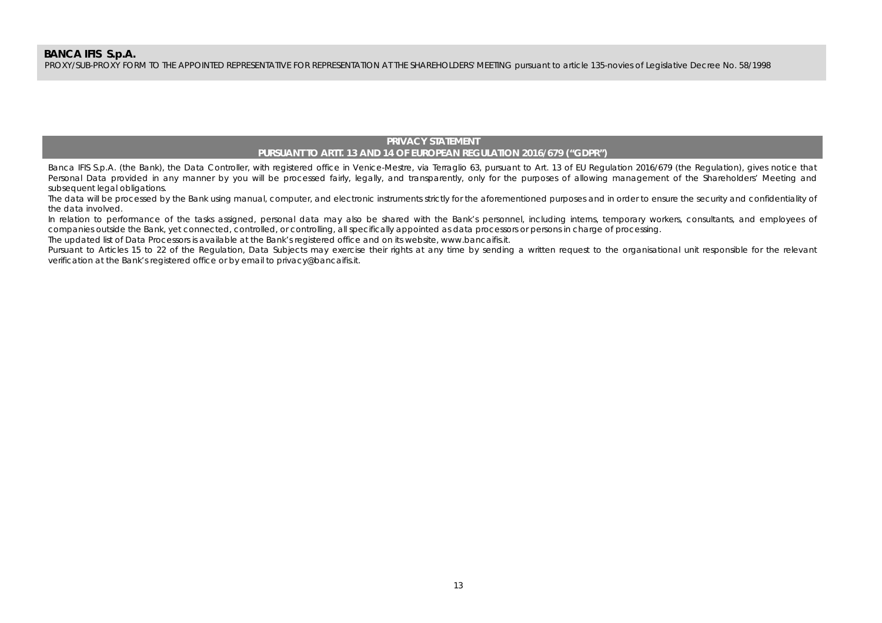## PRIVACY STATEMENT
## PURSUANT TO ARTT. 13 AND 14 OF EUROPEAN REGULATION 2016/679 ("GDPR")

*Banca IFIS S.p.A. (the Bank), the Data Controller, with registered office in Venice-Mestre, via Terraglio 63, pursuant to Art. 13 of EU Regulation 2016/679 (the Regulation), gives notice that Personal Data provided in any manner by you will be processed fairly, legally, and transparently, only for the purposes of allowing management of the Shareholders' Meeting and subsequent legal obligations.*

*The data will be processed by the Bank using manual, computer, and electronic instruments strictly for the aforementioned purposes and in order to ensure the security and confidentiality of the data involved.*

*In relation to performance of the tasks assigned, personal data may also be shared with the Bank's personnel, including interns, temporary workers, consultants, and employees of companies outside the Bank, yet connected, controlled, or controlling, all specifically appointed as data processors or persons in charge of processing.*

*The updated list of Data Processors is available at the Bank's registered office and on its website, www.bancaifis.it.*

*Pursuant to Articles 15 to 22 of the Regulation, Data Subjects may exercise their rights at any time by sending a written request to the organisational unit responsible for the relevant verification at the Bank's registered office or by email to privacy@bancaifis.it.*